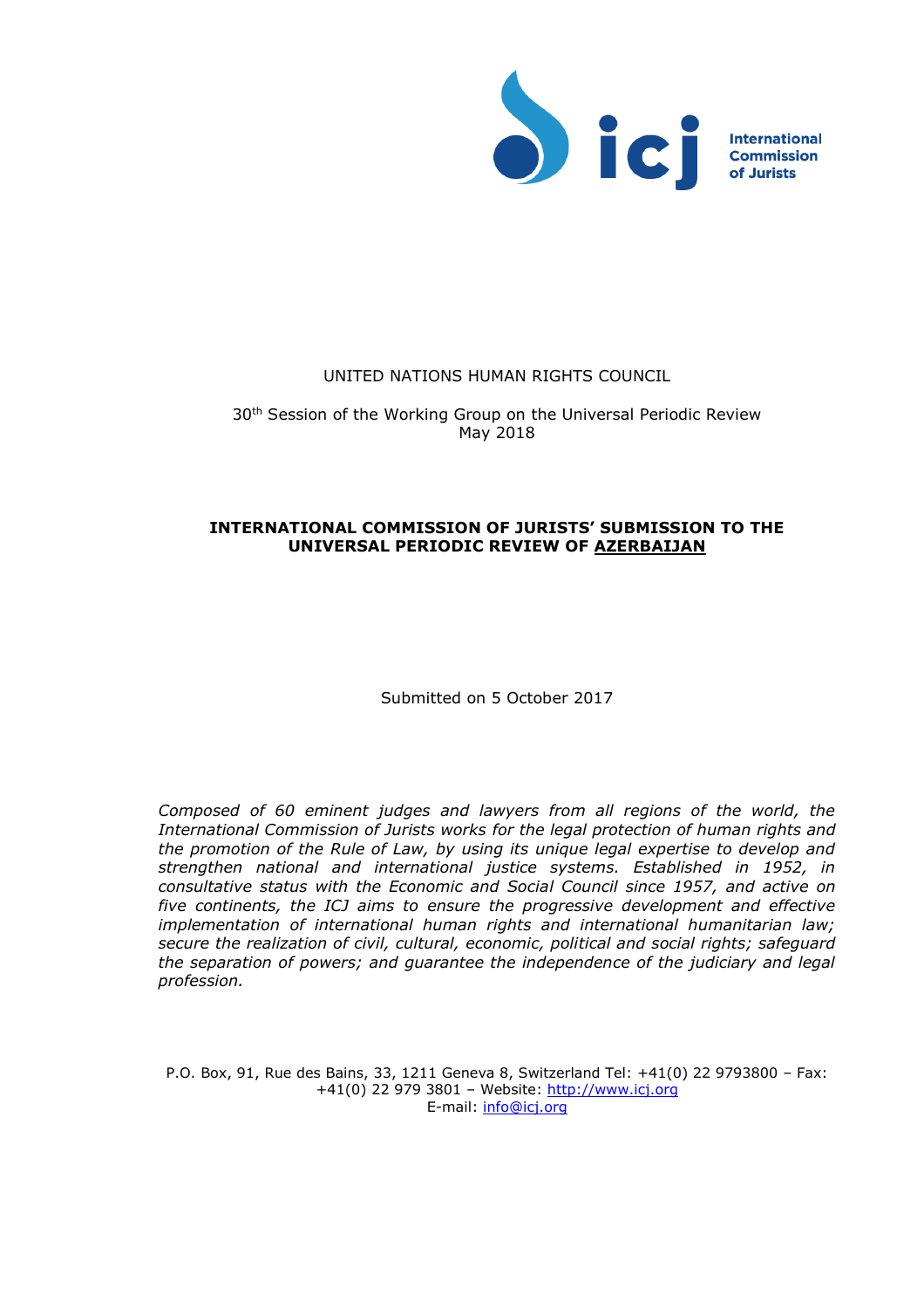International Commission of Jurists

UNITED NATIONS HUMAN RIGHTS COUNCIL

30th Session of the Working Group on the Universal Periodic Review
May 2018

**INTERNATIONAL COMMISSION OF JURISTS' SUBMISSION TO THE UNIVERSAL PERIODIC REVIEW OF AZERBAIJAN**

Submitted on 5 October 2017

*Composed of 60 eminent judges and lawyers from all regions of the world, the International Commission of Jurists works for the legal protection of human rights and the promotion of the Rule of Law, by using its unique legal expertise to develop and strengthen national and international justice systems. Established in 1952, in consultative status with the Economic and Social Council since 1957, and active on five continents, the ICJ aims to ensure the progressive development and effective implementation of international human rights and international humanitarian law; secure the realization of civil, cultural, economic, political and social rights; safeguard the separation of powers; and guarantee the independence of the judiciary and legal profession.*

P.O. Box, 91, Rue des Bains, 33, 1211 Geneva 8, Switzerland Tel: +41(0) 22 9793800 – Fax: +41(0) 22 979 3801 – Website: http://www.icj.org
E-mail: info@icj.org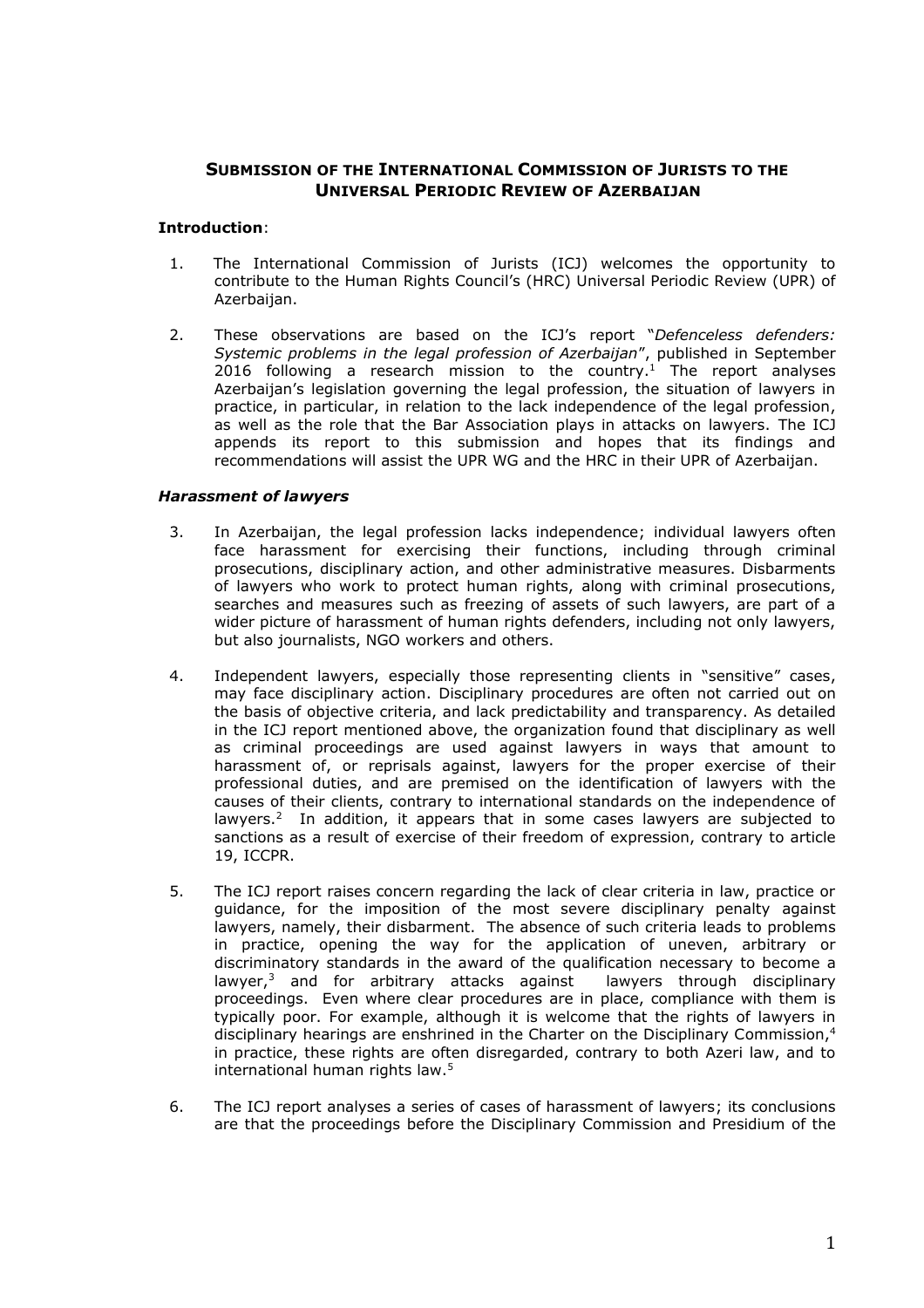## SUBMISSION OF THE INTERNATIONAL COMMISSION OF JURISTS TO THE UNIVERSAL PERIODIC REVIEW OF AZERBAIJAN

**Introduction**:

1. The International Commission of Jurists (ICJ) welcomes the opportunity to contribute to the Human Rights Council's (HRC) Universal Periodic Review (UPR) of Azerbaijan.

2. These observations are based on the ICJ's report "*Defenceless defenders: Systemic problems in the legal profession of Azerbaijan*", published in September 2016 following a research mission to the country.[1] The report analyses Azerbaijan's legislation governing the legal profession, the situation of lawyers in practice, in particular, in relation to the lack independence of the legal profession, as well as the role that the Bar Association plays in attacks on lawyers. The ICJ appends its report to this submission and hopes that its findings and recommendations will assist the UPR WG and the HRC in their UPR of Azerbaijan.

***Harassment of lawyers***

3. In Azerbaijan, the legal profession lacks independence; individual lawyers often face harassment for exercising their functions, including through criminal prosecutions, disciplinary action, and other administrative measures. Disbarments of lawyers who work to protect human rights, along with criminal prosecutions, searches and measures such as freezing of assets of such lawyers, are part of a wider picture of harassment of human rights defenders, including not only lawyers, but also journalists, NGO workers and others.

4. Independent lawyers, especially those representing clients in "sensitive" cases, may face disciplinary action. Disciplinary procedures are often not carried out on the basis of objective criteria, and lack predictability and transparency. As detailed in the ICJ report mentioned above, the organization found that disciplinary as well as criminal proceedings are used against lawyers in ways that amount to harassment of, or reprisals against, lawyers for the proper exercise of their professional duties, and are premised on the identification of lawyers with the causes of their clients, contrary to international standards on the independence of lawyers.[2] In addition, it appears that in some cases lawyers are subjected to sanctions as a result of exercise of their freedom of expression, contrary to article 19, ICCPR.

5. The ICJ report raises concern regarding the lack of clear criteria in law, practice or guidance, for the imposition of the most severe disciplinary penalty against lawyers, namely, their disbarment. The absence of such criteria leads to problems in practice, opening the way for the application of uneven, arbitrary or discriminatory standards in the award of the qualification necessary to become a lawyer,[3] and for arbitrary attacks against lawyers through disciplinary proceedings. Even where clear procedures are in place, compliance with them is typically poor. For example, although it is welcome that the rights of lawyers in disciplinary hearings are enshrined in the Charter on the Disciplinary Commission,[4] in practice, these rights are often disregarded, contrary to both Azeri law, and to international human rights law.[5]

6. The ICJ report analyses a series of cases of harassment of lawyers; its conclusions are that the proceedings before the Disciplinary Commission and Presidium of the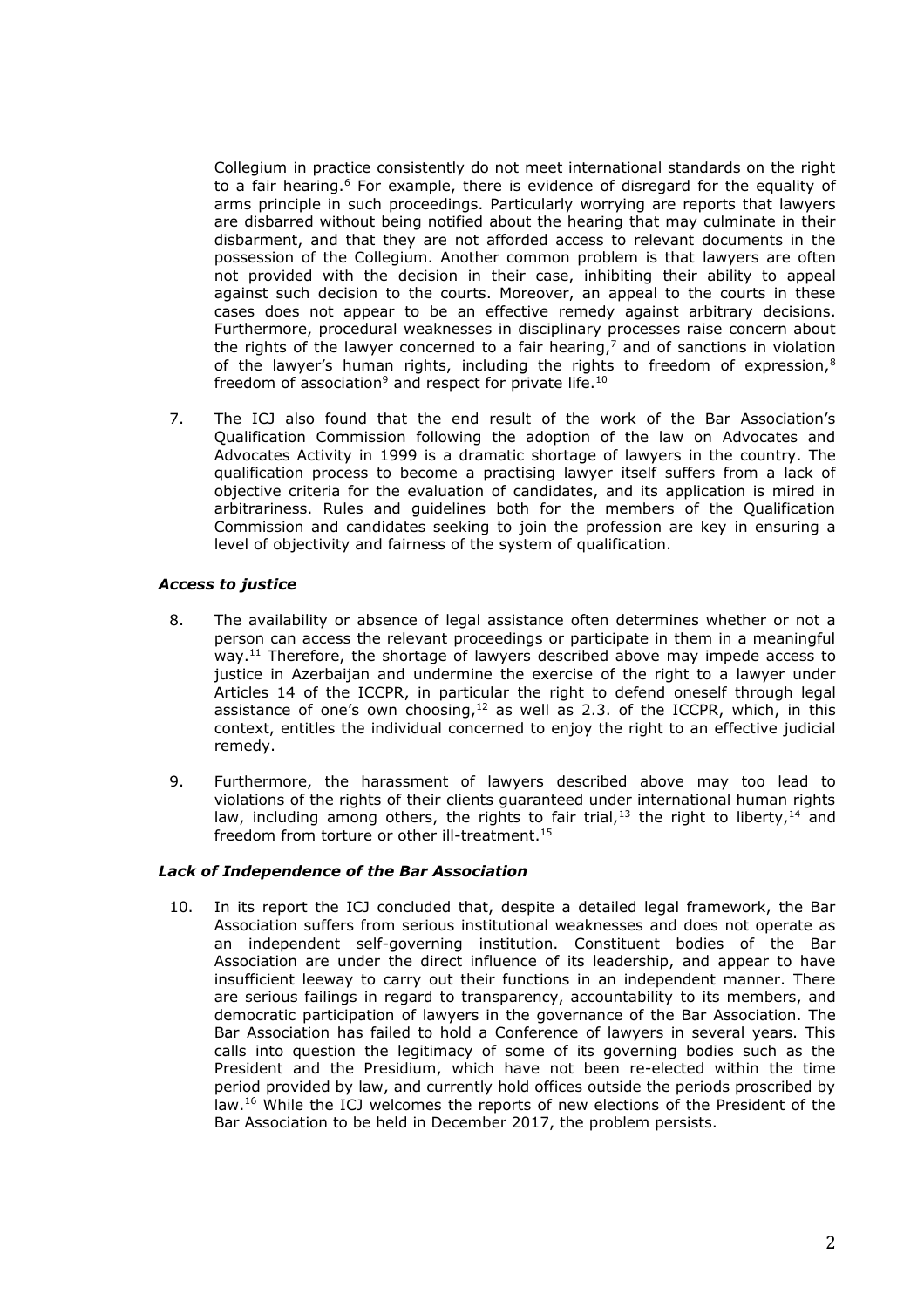Collegium in practice consistently do not meet international standards on the right to a fair hearing.[6] For example, there is evidence of disregard for the equality of arms principle in such proceedings. Particularly worrying are reports that lawyers are disbarred without being notified about the hearing that may culminate in their disbarment, and that they are not afforded access to relevant documents in the possession of the Collegium. Another common problem is that lawyers are often not provided with the decision in their case, inhibiting their ability to appeal against such decision to the courts. Moreover, an appeal to the courts in these cases does not appear to be an effective remedy against arbitrary decisions. Furthermore, procedural weaknesses in disciplinary processes raise concern about the rights of the lawyer concerned to a fair hearing,[7] and of sanctions in violation of the lawyer's human rights, including the rights to freedom of expression,[8] freedom of association[9] and respect for private life.[10]

7. The ICJ also found that the end result of the work of the Bar Association's Qualification Commission following the adoption of the law on Advocates and Advocates Activity in 1999 is a dramatic shortage of lawyers in the country. The qualification process to become a practising lawyer itself suffers from a lack of objective criteria for the evaluation of candidates, and its application is mired in arbitrariness. Rules and guidelines both for the members of the Qualification Commission and candidates seeking to join the profession are key in ensuring a level of objectivity and fairness of the system of qualification.

### *Access to justice*

8. The availability or absence of legal assistance often determines whether or not a person can access the relevant proceedings or participate in them in a meaningful way.[11] Therefore, the shortage of lawyers described above may impede access to justice in Azerbaijan and undermine the exercise of the right to a lawyer under Articles 14 of the ICCPR, in particular the right to defend oneself through legal assistance of one's own choosing,[12] as well as 2.3. of the ICCPR, which, in this context, entitles the individual concerned to enjoy the right to an effective judicial remedy.

9. Furthermore, the harassment of lawyers described above may too lead to violations of the rights of their clients guaranteed under international human rights law, including among others, the rights to fair trial,[13] the right to liberty,[14] and freedom from torture or other ill-treatment.[15]

### *Lack of Independence of the Bar Association*

10. In its report the ICJ concluded that, despite a detailed legal framework, the Bar Association suffers from serious institutional weaknesses and does not operate as an independent self-governing institution. Constituent bodies of the Bar Association are under the direct influence of its leadership, and appear to have insufficient leeway to carry out their functions in an independent manner. There are serious failings in regard to transparency, accountability to its members, and democratic participation of lawyers in the governance of the Bar Association. The Bar Association has failed to hold a Conference of lawyers in several years. This calls into question the legitimacy of some of its governing bodies such as the President and the Presidium, which have not been re-elected within the time period provided by law, and currently hold offices outside the periods proscribed by law.[16] While the ICJ welcomes the reports of new elections of the President of the Bar Association to be held in December 2017, the problem persists.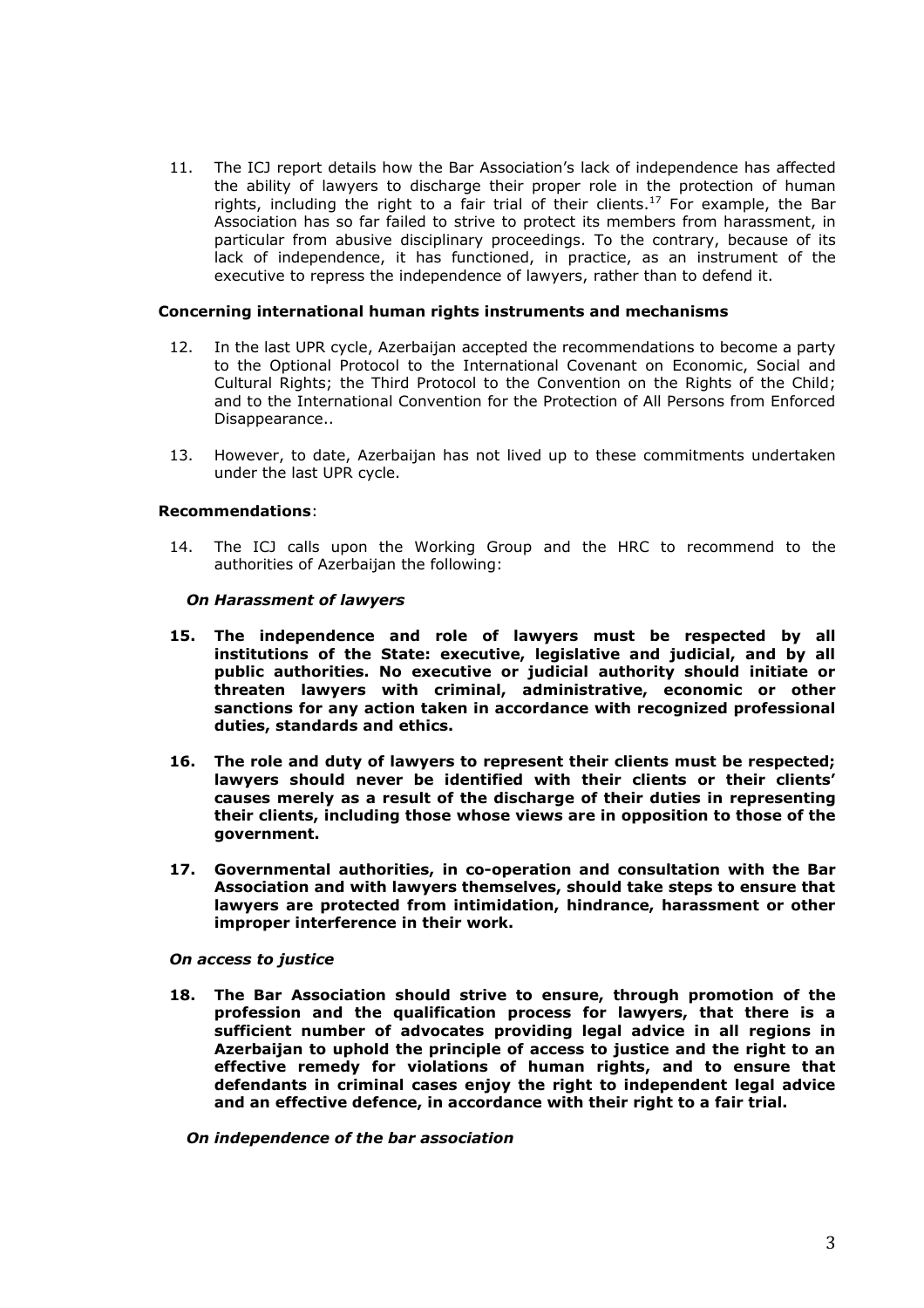11. The ICJ report details how the Bar Association's lack of independence has affected the ability of lawyers to discharge their proper role in the protection of human rights, including the right to a fair trial of their clients.[17] For example, the Bar Association has so far failed to strive to protect its members from harassment, in particular from abusive disciplinary proceedings. To the contrary, because of its lack of independence, it has functioned, in practice, as an instrument of the executive to repress the independence of lawyers, rather than to defend it.

**Concerning international human rights instruments and mechanisms**

12. In the last UPR cycle, Azerbaijan accepted the recommendations to become a party to the Optional Protocol to the International Covenant on Economic, Social and Cultural Rights; the Third Protocol to the Convention on the Rights of the Child; and to the International Convention for the Protection of All Persons from Enforced Disappearance..

13. However, to date, Azerbaijan has not lived up to these commitments undertaken under the last UPR cycle.

**Recommendations**:

14. The ICJ calls upon the Working Group and the HRC to recommend to the authorities of Azerbaijan the following:

***On Harassment of lawyers***

**15. The independence and role of lawyers must be respected by all institutions of the State: executive, legislative and judicial, and by all public authorities. No executive or judicial authority should initiate or threaten lawyers with criminal, administrative, economic or other sanctions for any action taken in accordance with recognized professional duties, standards and ethics.**

**16. The role and duty of lawyers to represent their clients must be respected; lawyers should never be identified with their clients or their clients' causes merely as a result of the discharge of their duties in representing their clients, including those whose views are in opposition to those of the government.**

**17. Governmental authorities, in co-operation and consultation with the Bar Association and with lawyers themselves, should take steps to ensure that lawyers are protected from intimidation, hindrance, harassment or other improper interference in their work.**

***On access to justice***

**18. The Bar Association should strive to ensure, through promotion of the profession and the qualification process for lawyers, that there is a sufficient number of advocates providing legal advice in all regions in Azerbaijan to uphold the principle of access to justice and the right to an effective remedy for violations of human rights, and to ensure that defendants in criminal cases enjoy the right to independent legal advice and an effective defence, in accordance with their right to a fair trial.**

***On independence of the bar association***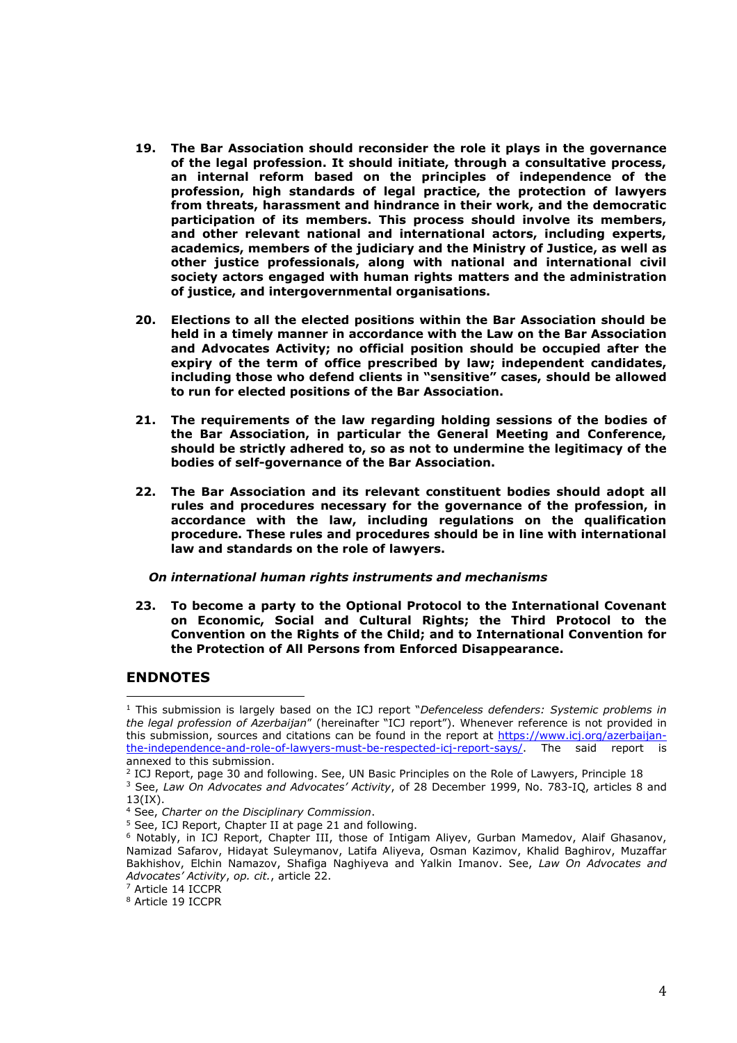**19. The Bar Association should reconsider the role it plays in the governance of the legal profession. It should initiate, through a consultative process, an internal reform based on the principles of independence of the profession, high standards of legal practice, the protection of lawyers from threats, harassment and hindrance in their work, and the democratic participation of its members. This process should involve its members, and other relevant national and international actors, including experts, academics, members of the judiciary and the Ministry of Justice, as well as other justice professionals, along with national and international civil society actors engaged with human rights matters and the administration of justice, and intergovernmental organisations.**

**20. Elections to all the elected positions within the Bar Association should be held in a timely manner in accordance with the Law on the Bar Association and Advocates Activity; no official position should be occupied after the expiry of the term of office prescribed by law; independent candidates, including those who defend clients in "sensitive" cases, should be allowed to run for elected positions of the Bar Association.**

**21. The requirements of the law regarding holding sessions of the bodies of the Bar Association, in particular the General Meeting and Conference, should be strictly adhered to, so as not to undermine the legitimacy of the bodies of self-governance of the Bar Association.**

**22. The Bar Association and its relevant constituent bodies should adopt all rules and procedures necessary for the governance of the profession, in accordance with the law, including regulations on the qualification procedure. These rules and procedures should be in line with international law and standards on the role of lawyers.**

***On international human rights instruments and mechanisms***

**23. To become a party to the Optional Protocol to the International Covenant on Economic, Social and Cultural Rights; the Third Protocol to the Convention on the Rights of the Child; and to International Convention for the Protection of All Persons from Enforced Disappearance.**

## ENDNOTES

[1] This submission is largely based on the ICJ report "*Defenceless defenders: Systemic problems in the legal profession of Azerbaijan*" (hereinafter "ICJ report"). Whenever reference is not provided in this submission, sources and citations can be found in the report at https://www.icj.org/azerbaijan-the-independence-and-role-of-lawyers-must-be-respected-icj-report-says/. The said report is annexed to this submission.

[2] ICJ Report, page 30 and following. See, UN Basic Principles on the Role of Lawyers, Principle 18

[3] See, *Law On Advocates and Advocates' Activity*, of 28 December 1999, No. 783-IQ, articles 8 and 13(IX).

[4] See, *Charter on the Disciplinary Commission*.

[5] See, ICJ Report, Chapter II at page 21 and following.

[6] Notably, in ICJ Report, Chapter III, those of Intigam Aliyev, Gurban Mamedov, Alaif Ghasanov, Namizad Safarov, Hidayat Suleymanov, Latifa Aliyeva, Osman Kazimov, Khalid Baghirov, Muzaffar Bakhishov, Elchin Namazov, Shafiga Naghiyeva and Yalkin Imanov. See, *Law On Advocates and Advocates' Activity*, *op. cit.*, article 22.

[7] Article 14 ICCPR

[8] Article 19 ICCPR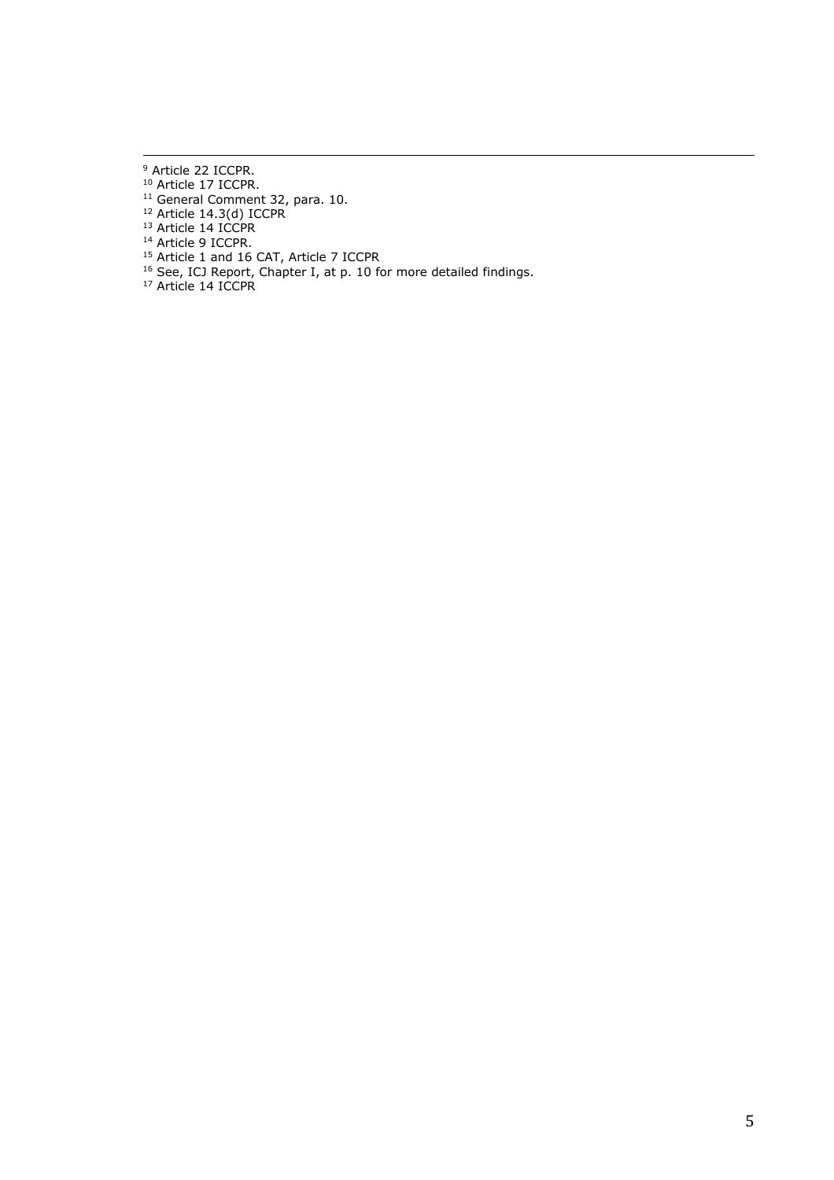[9] Article 22 ICCPR.
[10] Article 17 ICCPR.
[11] General Comment 32, para. 10.
[12] Article 14.3(d) ICCPR
[13] Article 14 ICCPR
[14] Article 9 ICCPR.
[15] Article 1 and 16 CAT, Article 7 ICCPR
[16] See, ICJ Report, Chapter I, at p. 10 for more detailed findings.
[17] Article 14 ICCPR